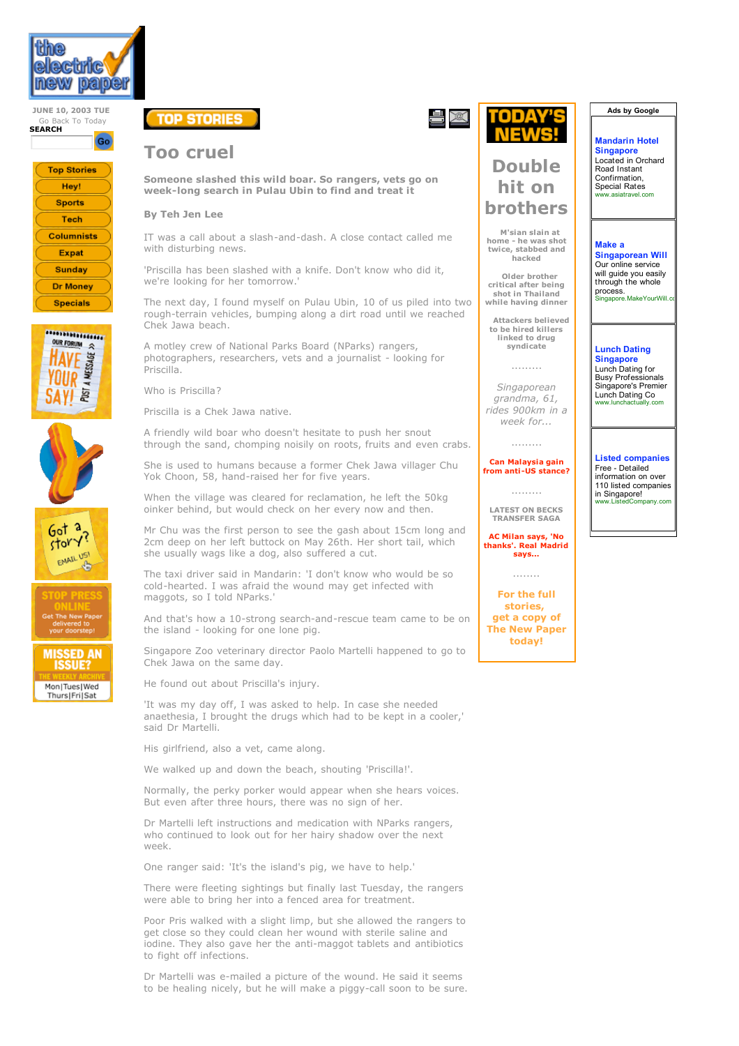JUNE 10, 2003 TUE

Go Back To Today

SEARCH

Top Stories
Hey!
Sports
Tech
Columnists
Expat
Sunday
Dr Money
Specials

TOP STORIES

# Too cruel

**Someone slashed this wild boar. So rangers, vets go on week-long search in Pulau Ubin to find and treat it**

**By Teh Jen Lee**

IT was a call about a slash-and-dash. A close contact called me with disturbing news.

'Priscilla has been slashed with a knife. Don't know who did it, we're looking for her tomorrow.'

The next day, I found myself on Pulau Ubin, 10 of us piled into two rough-terrain vehicles, bumping along a dirt road until we reached Chek Jawa beach.

A motley crew of National Parks Board (NParks) rangers, photographers, researchers, vets and a journalist - looking for Priscilla.

Who is Priscilla?

Priscilla is a Chek Jawa native.

A friendly wild boar who doesn't hesitate to push her snout through the sand, chomping noisily on roots, fruits and even crabs.

She is used to humans because a former Chek Jawa villager Chu Yok Choon, 58, hand-raised her for five years.

When the village was cleared for reclamation, he left the 50kg oinker behind, but would check on her every now and then.

Mr Chu was the first person to see the gash about 15cm long and 2cm deep on her left buttock on May 26th. Her short tail, which she usually wags like a dog, also suffered a cut.

The taxi driver said in Mandarin: 'I don't know who would be so cold-hearted. I was afraid the wound may get infected with maggots, so I told NParks.'

And that's how a 10-strong search-and-rescue team came to be on the island - looking for one lone pig.

Singapore Zoo veterinary director Paolo Martelli happened to go to Chek Jawa on the same day.

He found out about Priscilla's injury.

'It was my day off, I was asked to help. In case she needed anaesthesia, I brought the drugs which had to be kept in a cooler,' said Dr Martelli.

His girlfriend, also a vet, came along.

We walked up and down the beach, shouting 'Priscilla!'.

Normally, the perky porker would appear when she hears voices. But even after three hours, there was no sign of her.

Dr Martelli left instructions and medication with NParks rangers, who continued to look out for her hairy shadow over the next week.

One ranger said: 'It's the island's pig, we have to help.'

There were fleeting sightings but finally last Tuesday, the rangers were able to bring her into a fenced area for treatment.

Poor Pris walked with a slight limp, but she allowed the rangers to get close so they could clean her wound with sterile saline and iodine. They also gave her the anti-maggot tablets and antibiotics to fight off infections.

Dr Martelli was e-mailed a picture of the wound. He said it seems to be healing nicely, but he will make a piggy-call soon to be sure.

TODAY'S NEWS!

## Double hit on brothers

**M'sian slain at home - he was shot twice, stabbed and hacked**

**Older brother critical after being shot in Thailand while having dinner**

**Attackers believed to be hired killers linked to drug syndicate**

.........

*Singaporean grandma, 61, rides 900km in a week for...*

.........

**Can Malaysia gain from anti-US stance?**

.........

**LATEST ON BECKS TRANSFER SAGA**

**AC Milan says, 'No thanks'. Real Madrid says...**

........

**For the full stories, get a copy of The New Paper today!**

Ads by Google

**Mandarin Hotel Singapore**
Located in Orchard Road Instant Confirmation, Special Rates
www.asiatravel.com

**Make a Singaporean Will**
Our online service will guide you easily through the whole process.
Singapore.MakeYourWill.co

**Lunch Dating Singapore**
Lunch Dating for Busy Professionals Singapore's Premier Lunch Dating Co
www.lunchactually.com

**Listed companies**
Free - Detailed information on over 110 listed companies in Singapore!
www.ListedCompany.com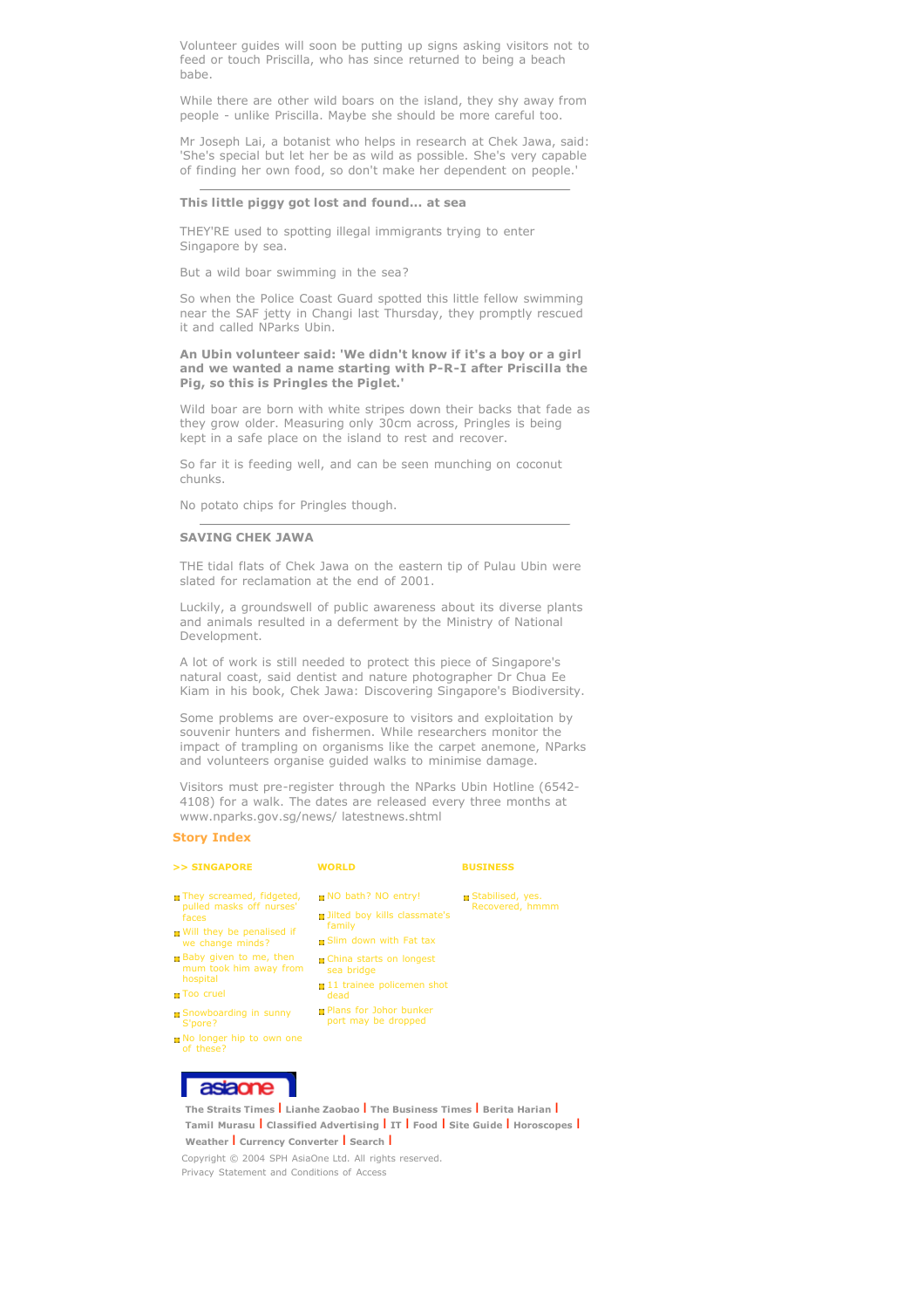Volunteer guides will soon be putting up signs asking visitors not to feed or touch Priscilla, who has since returned to being a beach babe.

While there are other wild boars on the island, they shy away from people - unlike Priscilla. Maybe she should be more careful too.

Mr Joseph Lai, a botanist who helps in research at Chek Jawa, said: 'She's special but let her be as wild as possible. She's very capable of finding her own food, so don't make her dependent on people.'

---

**This little piggy got lost and found... at sea**

THEY'RE used to spotting illegal immigrants trying to enter Singapore by sea.

But a wild boar swimming in the sea?

So when the Police Coast Guard spotted this little fellow swimming near the SAF jetty in Changi last Thursday, they promptly rescued it and called NParks Ubin.

**An Ubin volunteer said: 'We didn't know if it's a boy or a girl and we wanted a name starting with P-R-I after Priscilla the Pig, so this is Pringles the Piglet.'**

Wild boar are born with white stripes down their backs that fade as they grow older. Measuring only 30cm across, Pringles is being kept in a safe place on the island to rest and recover.

So far it is feeding well, and can be seen munching on coconut chunks.

No potato chips for Pringles though.

---

**SAVING CHEK JAWA**

THE tidal flats of Chek Jawa on the eastern tip of Pulau Ubin were slated for reclamation at the end of 2001.

Luckily, a groundswell of public awareness about its diverse plants and animals resulted in a deferment by the Ministry of National Development.

A lot of work is still needed to protect this piece of Singapore's natural coast, said dentist and nature photographer Dr Chua Ee Kiam in his book, Chek Jawa: Discovering Singapore's Biodiversity.

Some problems are over-exposure to visitors and exploitation by souvenir hunters and fishermen. While researchers monitor the impact of trampling on organisms like the carpet anemone, NParks and volunteers organise guided walks to minimise damage.

Visitors must pre-register through the NParks Ubin Hotline (6542-4108) for a walk. The dates are released every three months at www.nparks.gov.sg/news/ latestnews.shtml

**Story Index**

**>> SINGAPORE**

- They screamed, fidgeted, pulled masks off nurses' faces
- Will they be penalised if we change minds?
- Baby given to me, then mum took him away from hospital
- Too cruel
- Snowboarding in sunny S'pore?
- No longer hip to own one of these?

**WORLD**

- NO bath? NO entry!
- Jilted boy kills classmate's family
- Slim down with Fat tax
- China starts on longest sea bridge
- 11 trainee policemen shot dead
- Plans for Johor bunker port may be dropped

**BUSINESS**

- Stabilised, yes. Recovered, hmmm

asiaone

**The Straits Times** | **Lianhe Zaobao** | **The Business Times** | **Berita Harian** | **Tamil Murasu** | **Classified Advertising** | **IT** | **Food** | **Site Guide** | **Horoscopes** | **Weather** | **Currency Converter** | **Search** |

Copyright © 2004 SPH AsiaOne Ltd. All rights reserved.
Privacy Statement and Conditions of Access